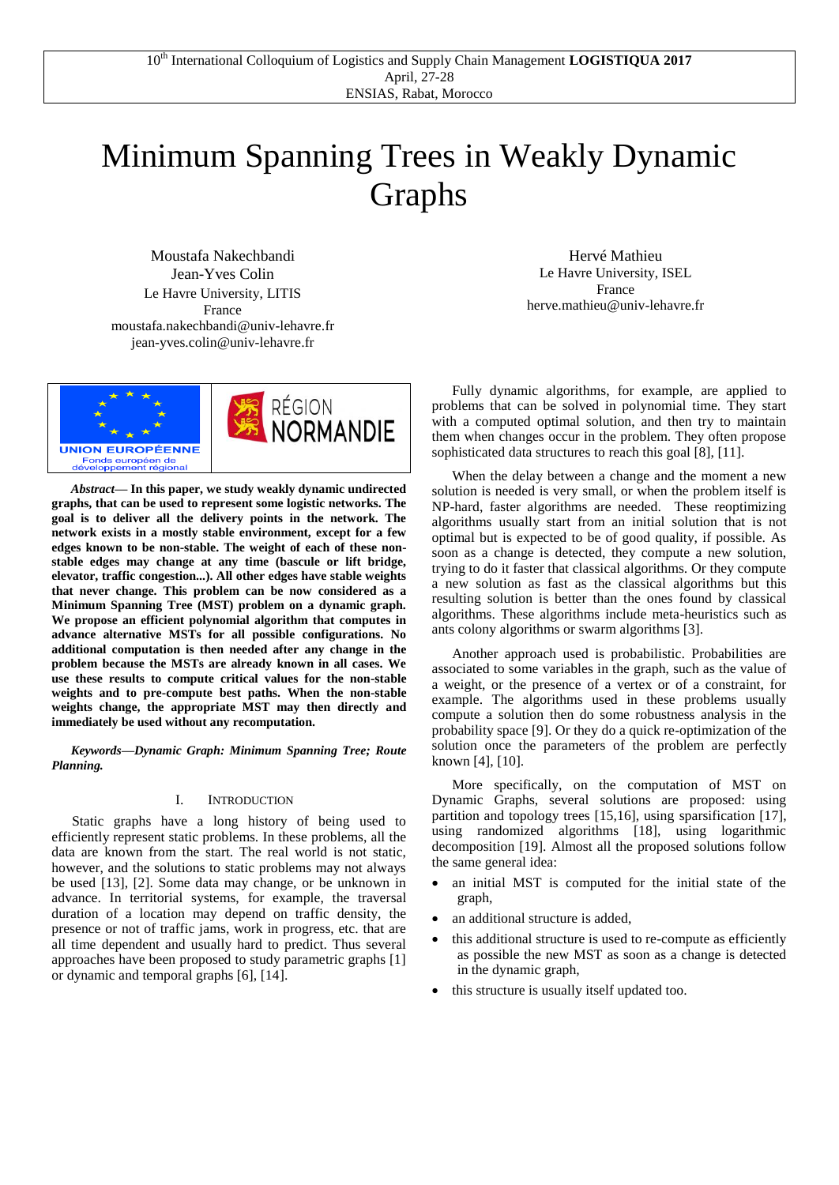10th International Colloquium of Logistics and Supply Chain Management **LOGISTIQUA 2017**
April, 27-28
ENSIAS, Rabat, Morocco

# Minimum Spanning Trees in Weakly Dynamic Graphs

Moustafa Nakechbandi
Jean-Yves Colin
Le Havre University, LITIS
France
moustafa.nakechbandi@univ-lehavre.fr
jean-yves.colin@univ-lehavre.fr

Hervé Mathieu
Le Havre University, ISEL
France
herve.mathieu@univ-lehavre.fr

UNION EUROPÉENNE
Fonds européen de développement régional

RÉGION NORMANDIE

***Abstract*— In this paper, we study weakly dynamic undirected graphs, that can be used to represent some logistic networks. The goal is to deliver all the delivery points in the network. The network exists in a mostly stable environment, except for a few edges known to be non-stable. The weight of each of these non-stable edges may change at any time (bascule or lift bridge, elevator, traffic congestion...). All other edges have stable weights that never change. This problem can be now considered as a Minimum Spanning Tree (MST) problem on a dynamic graph. We propose an efficient polynomial algorithm that computes in advance alternative MSTs for all possible configurations. No additional computation is then needed after any change in the problem because the MSTs are already known in all cases. We use these results to compute critical values for the non-stable weights and to pre-compute best paths. When the non-stable weights change, the appropriate MST may then directly and immediately be used without any recomputation.**

***Keywords—Dynamic Graph: Minimum Spanning Tree; Route Planning.***

## I. Introduction

Static graphs have a long history of being used to efficiently represent static problems. In these problems, all the data are known from the start. The real world is not static, however, and the solutions to static problems may not always be used [13], [2]. Some data may change, or be unknown in advance. In territorial systems, for example, the traversal duration of a location may depend on traffic density, the presence or not of traffic jams, work in progress, etc. that are all time dependent and usually hard to predict. Thus several approaches have been proposed to study parametric graphs [1] or dynamic and temporal graphs [6], [14].

Fully dynamic algorithms, for example, are applied to problems that can be solved in polynomial time. They start with a computed optimal solution, and then try to maintain them when changes occur in the problem. They often propose sophisticated data structures to reach this goal [8], [11].

When the delay between a change and the moment a new solution is needed is very small, or when the problem itself is NP-hard, faster algorithms are needed. These reoptimizing algorithms usually start from an initial solution that is not optimal but is expected to be of good quality, if possible. As soon as a change is detected, they compute a new solution, trying to do it faster that classical algorithms. Or they compute a new solution as fast as the classical algorithms but this resulting solution is better than the ones found by classical algorithms. These algorithms include meta-heuristics such as ants colony algorithms or swarm algorithms [3].

Another approach used is probabilistic. Probabilities are associated to some variables in the graph, such as the value of a weight, or the presence of a vertex or of a constraint, for example. The algorithms used in these problems usually compute a solution then do some robustness analysis in the probability space [9]. Or they do a quick re-optimization of the solution once the parameters of the problem are perfectly known [4], [10].

More specifically, on the computation of MST on Dynamic Graphs, several solutions are proposed: using partition and topology trees [15,16], using sparsification [17], using randomized algorithms [18], using logarithmic decomposition [19]. Almost all the proposed solutions follow the same general idea:

- an initial MST is computed for the initial state of the graph,
- an additional structure is added,
- this additional structure is used to re-compute as efficiently as possible the new MST as soon as a change is detected in the dynamic graph,
- this structure is usually itself updated too.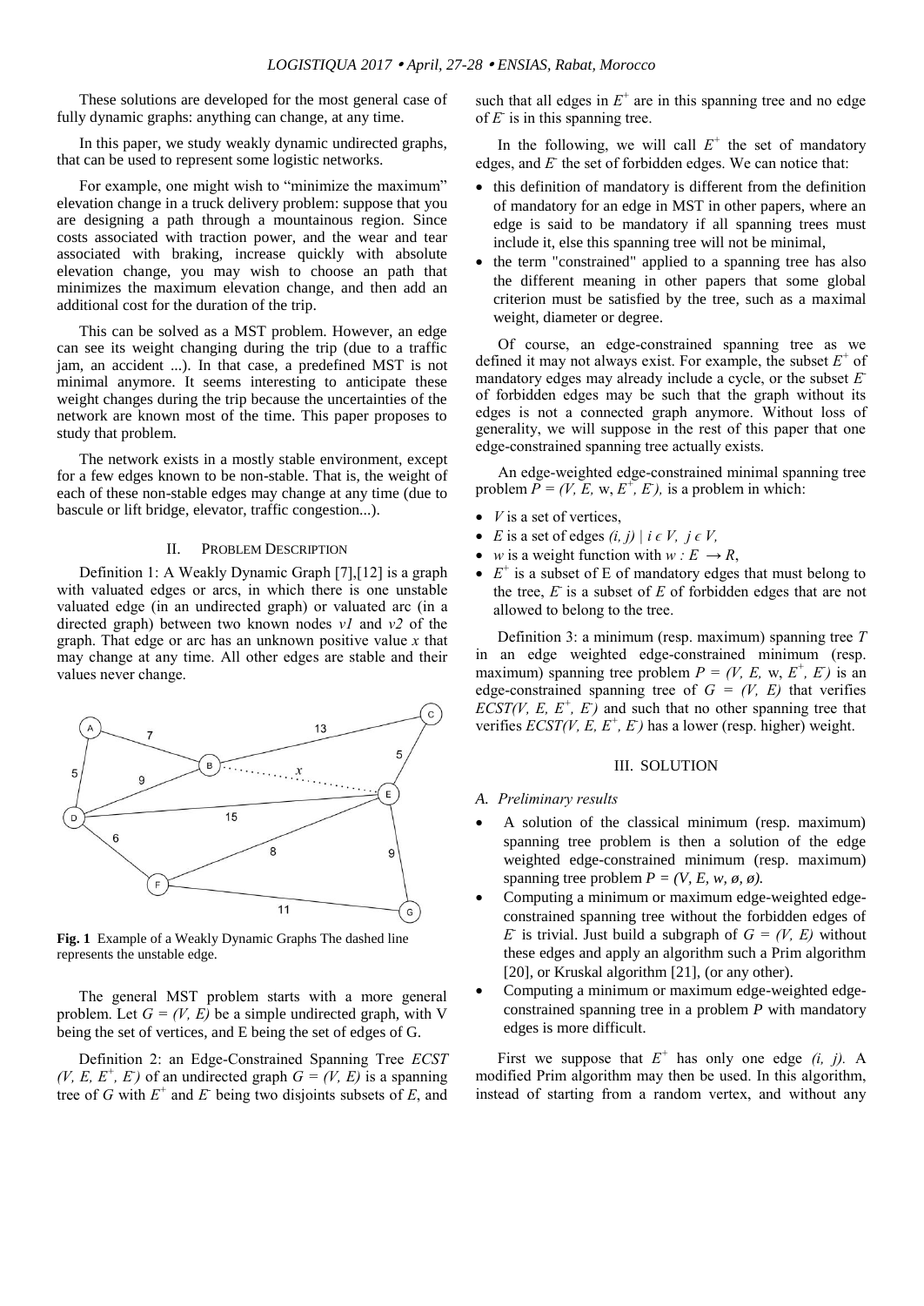These solutions are developed for the most general case of fully dynamic graphs: anything can change, at any time.

In this paper, we study weakly dynamic undirected graphs, that can be used to represent some logistic networks.

For example, one might wish to "minimize the maximum" elevation change in a truck delivery problem: suppose that you are designing a path through a mountainous region. Since costs associated with traction power, and the wear and tear associated with braking, increase quickly with absolute elevation change, you may wish to choose an path that minimizes the maximum elevation change, and then add an additional cost for the duration of the trip.

This can be solved as a MST problem. However, an edge can see its weight changing during the trip (due to a traffic jam, an accident ...). In that case, a predefined MST is not minimal anymore. It seems interesting to anticipate these weight changes during the trip because the uncertainties of the network are known most of the time. This paper proposes to study that problem.

The network exists in a mostly stable environment, except for a few edges known to be non-stable. That is, the weight of each of these non-stable edges may change at any time (due to bascule or lift bridge, elevator, traffic congestion...).

## II. Problem Description

Definition 1: A Weakly Dynamic Graph [7],[12] is a graph with valuated edges or arcs, in which there is one unstable valuated edge (in an undirected graph) or valuated arc (in a directed graph) between two known nodes $v1$ and $v2$ of the graph. That edge or arc has an unknown positive value $x$ that may change at any time. All other edges are stable and their values never change.

**Fig. 1** Example of a Weakly Dynamic Graphs The dashed line represents the unstable edge.

The general MST problem starts with a more general problem. Let $G = (V, E)$ be a simple undirected graph, with V being the set of vertices, and E being the set of edges of G.

Definition 2: an Edge-Constrained Spanning Tree $ECST (V, E, E^+, E^-)$ of an undirected graph $G = (V, E)$ is a spanning tree of $G$ with $E^+$ and $E^-$ being two disjoints subsets of $E$, and such that all edges in $E^+$ are in this spanning tree and no edge of $E^-$ is in this spanning tree.

In the following, we will call $E^+$ the set of mandatory edges, and $E^-$ the set of forbidden edges. We can notice that:

- this definition of mandatory is different from the definition of mandatory for an edge in MST in other papers, where an edge is said to be mandatory if all spanning trees must include it, else this spanning tree will not be minimal,
- the term "constrained" applied to a spanning tree has also the different meaning in other papers that some global criterion must be satisfied by the tree, such as a maximal weight, diameter or degree.

Of course, an edge-constrained spanning tree as we defined it may not always exist. For example, the subset $E^+$ of mandatory edges may already include a cycle, or the subset $E^-$ of forbidden edges may be such that the graph without its edges is not a connected graph anymore. Without loss of generality, we will suppose in the rest of this paper that one edge-constrained spanning tree actually exists.

An edge-weighted edge-constrained minimal spanning tree problem $P = (V, E, w, E^+, E^-)$, is a problem in which:

- $V$ is a set of vertices,
- $E$ is a set of edges $(i, j) \mid i \in V, j \in V$,
- $w$ is a weight function with $w : E \rightarrow R$,
- $E^+$ is a subset of E of mandatory edges that must belong to the tree, $E^-$ is a subset of $E$ of forbidden edges that are not allowed to belong to the tree.

Definition 3: a minimum (resp. maximum) spanning tree $T$ in an edge weighted edge-constrained minimum (resp. maximum) spanning tree problem $P = (V, E, w, E^+, E^-)$ is an edge-constrained spanning tree of $G = (V, E)$ that verifies $ECST(V, E, E^+, E^-)$ and such that no other spanning tree that verifies $ECST(V, E, E^+, E^-)$ has a lower (resp. higher) weight.

## III. Solution

### A. Preliminary results

- A solution of the classical minimum (resp. maximum) spanning tree problem is then a solution of the edge weighted edge-constrained minimum (resp. maximum) spanning tree problem $P = (V, E, w, \emptyset, \emptyset)$.
- Computing a minimum or maximum edge-weighted edge-constrained spanning tree without the forbidden edges of $E^-$ is trivial. Just build a subgraph of $G = (V, E)$ without these edges and apply an algorithm such a Prim algorithm [20], or Kruskal algorithm [21], (or any other).
- Computing a minimum or maximum edge-weighted edge-constrained spanning tree in a problem $P$ with mandatory edges is more difficult.

First we suppose that $E^+$ has only one edge $(i, j)$. A modified Prim algorithm may then be used. In this algorithm, instead of starting from a random vertex, and without any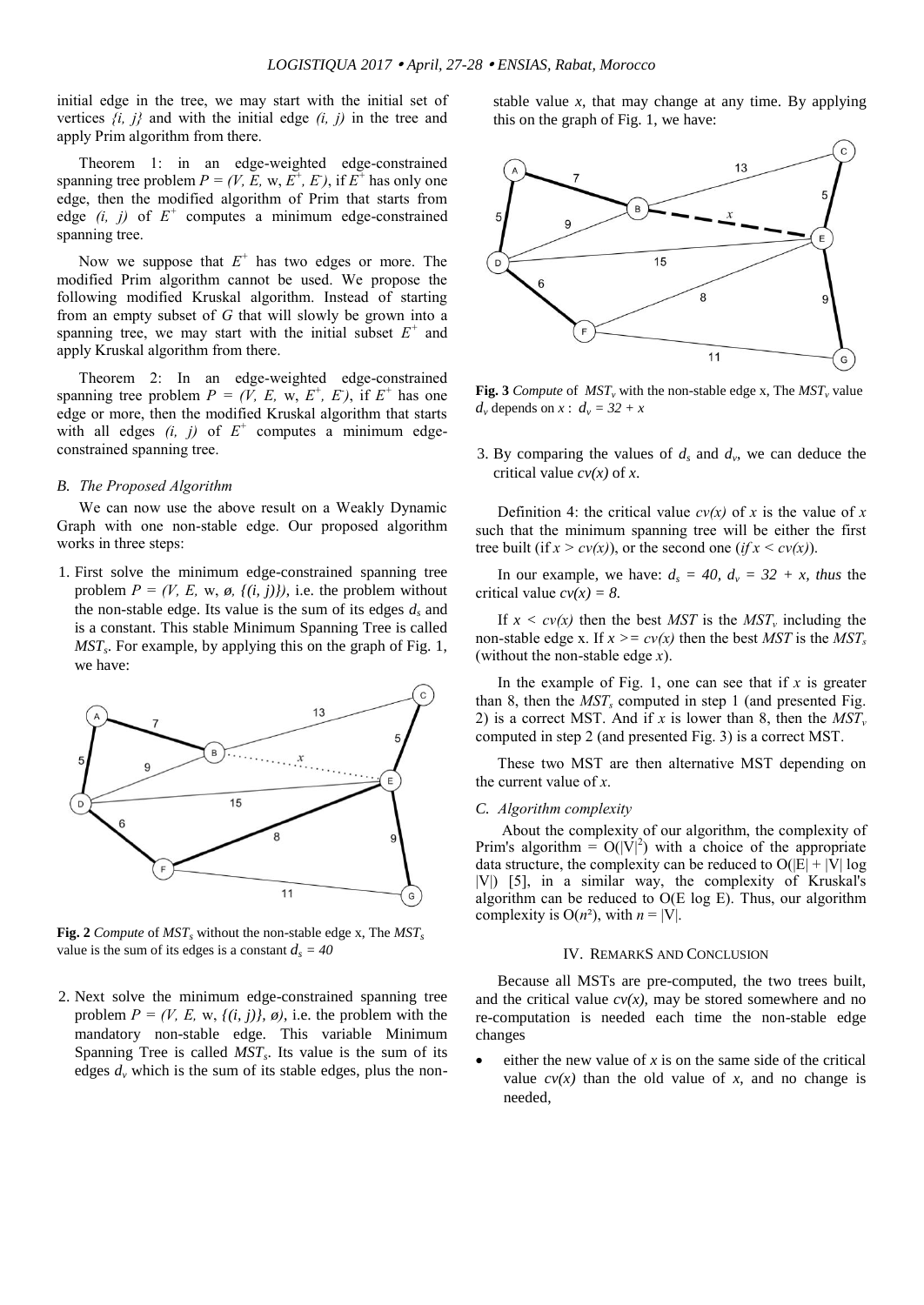initial edge in the tree, we may start with the initial set of vertices *{i, j}* and with the initial edge *(i, j)* in the tree and apply Prim algorithm from there.

Theorem 1: in an edge-weighted edge-constrained spanning tree problem $P = (V, E, w, E^+, E^-)$, if $E^+$ has only one edge, then the modified algorithm of Prim that starts from edge *(i, j)* of $E^+$ computes a minimum edge-constrained spanning tree.

Now we suppose that $E^+$ has two edges or more. The modified Prim algorithm cannot be used. We propose the following modified Kruskal algorithm. Instead of starting from an empty subset of *G* that will slowly be grown into a spanning tree, we may start with the initial subset $E^+$ and apply Kruskal algorithm from there.

Theorem 2: In an edge-weighted edge-constrained spanning tree problem $P = (V, E, w, E^+, E^-)$, if $E^+$ has one edge or more, then the modified Kruskal algorithm that starts with all edges *(i, j)* of $E^+$ computes a minimum edge-constrained spanning tree.

### B. The Proposed Algorithm

We can now use the above result on a Weakly Dynamic Graph with one non-stable edge. Our proposed algorithm works in three steps:

1. First solve the minimum edge-constrained spanning tree problem $P = (V, E, w, \emptyset, \{(i, j)\})$, i.e. the problem without the non-stable edge. Its value is the sum of its edges $d_s$ and is a constant. This stable Minimum Spanning Tree is called $MST_s$. For example, by applying this on the graph of Fig. 1, we have:

**Fig. 2** *Compute* of $MST_s$ without the non-stable edge x, The $MST_s$ value is the sum of its edges is a constant $d_s = 40$

2. Next solve the minimum edge-constrained spanning tree problem $P = (V, E, w, \{(i, j)\}, \emptyset)$, i.e. the problem with the mandatory non-stable edge. This variable Minimum Spanning Tree is called $MST_s$. Its value is the sum of its edges $d_v$ which is the sum of its stable edges, plus the non-stable value *x*, that may change at any time. By applying this on the graph of Fig. 1, we have:

**Fig. 3** *Compute* of $MST_v$ with the non-stable edge x, The $MST_v$ value $d_v$ depends on $x$ : $d_v = 32 + x$

3. By comparing the values of $d_s$ and $d_v$, we can deduce the critical value $cv(x)$ of *x*.

Definition 4: the critical value $cv(x)$ of *x* is the value of *x* such that the minimum spanning tree will be either the first tree built (if $x > cv(x)$), or the second one (*if* $x < cv(x)$).

In our example, we have: $d_s = 40$, $d_v = 32 + x$, *thus* the critical value $cv(x) = 8$.

If $x < cv(x)$ then the best *MST* is the $MST_v$ including the non-stable edge x. If $x >= cv(x)$ then the best *MST* is the $MST_s$ (without the non-stable edge *x*).

In the example of Fig. 1, one can see that if *x* is greater than 8, then the $MST_s$ computed in step 1 (and presented Fig. 2) is a correct MST. And if *x* is lower than 8, then the $MST_v$ computed in step 2 (and presented Fig. 3) is a correct MST.

These two MST are then alternative MST depending on the current value of *x*.

### C. Algorithm complexity

About the complexity of our algorithm, the complexity of Prim's algorithm = $O(|V|^2)$ with a choice of the appropriate data structure, the complexity can be reduced to $O(|E| + |V| \log |V|)$ [5], in a similar way, the complexity of Kruskal's algorithm can be reduced to $O(E \log E)$. Thus, our algorithm complexity is $O(n^2)$, with $n = |V|$.

## IV. REMARKS AND CONCLUSION

Because all MSTs are pre-computed, the two trees built, and the critical value $cv(x)$, may be stored somewhere and no re-computation is needed each time the non-stable edge changes

- either the new value of *x* is on the same side of the critical value $cv(x)$ than the old value of *x*, and no change is needed,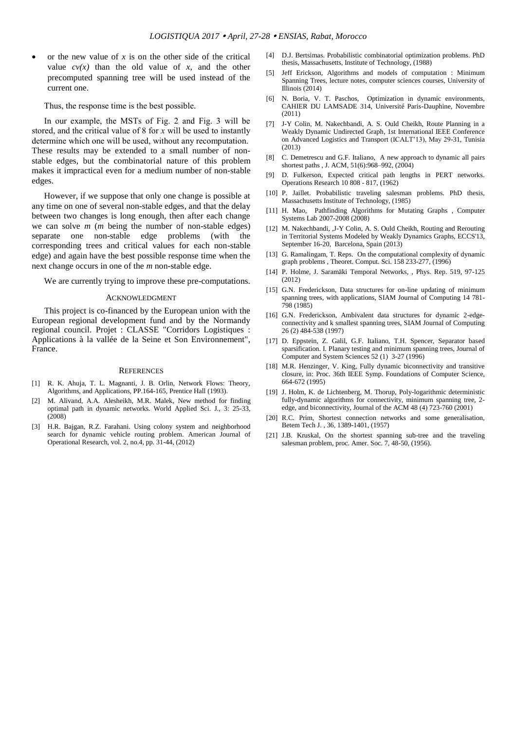- or the new value of $x$ is on the other side of the critical value $cv(x)$ than the old value of $x$, and the other precomputed spanning tree will be used instead of the current one.

Thus, the response time is the best possible.

In our example, the MSTs of Fig. 2 and Fig. 3 will be stored, and the critical value of 8 for $x$ will be used to instantly determine which one will be used, without any recomputation. These results may be extended to a small number of non-stable edges, but the combinatorial nature of this problem makes it impractical even for a medium number of non-stable edges.

However, if we suppose that only one change is possible at any time on one of several non-stable edges, and that the delay between two changes is long enough, then after each change we can solve $m$ ($m$ being the number of non-stable edges) separate one non-stable edge problems (with the corresponding trees and critical values for each non-stable edge) and again have the best possible response time when the next change occurs in one of the $m$ non-stable edge.

We are currently trying to improve these pre-computations.

## Acknowledgment

This project is co-financed by the European union with the European regional development fund and by the Normandy regional council. Projet : CLASSE "Corridors Logistiques : Applications à la vallée de la Seine et Son Environnement", France.

## References

[1] R. K. Ahuja, T. L. Magnanti, J. B. Orlin, Network Flows: Theory, Algorithms, and Applications, PP.164-165, Prentice Hall (1993).

[2] M. Alivand, A.A. Alesheikh, M.R. Malek, New method for finding optimal path in dynamic networks. World Applied Sci. J., 3: 25-33, (2008)

[3] H.R. Bajgan, R.Z. Farahani. Using colony system and neighborhood search for dynamic vehicle routing problem. American Journal of Operational Research, vol. 2, no.4, pp. 31-44, (2012)

[4] D.J. Bertsimas. Probabilistic combinatorial optimization problems. PhD thesis, Massachusetts, Institute of Technology, (1988)

[5] Jeff Erickson, Algorithms and models of computation : Minimum Spanning Trees, lecture notes, computer sciences courses, University of Illinois (2014)

[6] N. Boria, V. T. Paschos, Optimization in dynamic environments, CAHIER DU LAMSADE 314, Université Paris-Dauphine, Novembre (2011)

[7] J-Y Colin, M. Nakechbandi, A. S. Ould Cheikh, Route Planning in a Weakly Dynamic Undirected Graph, 1st International IEEE Conference on Advanced Logistics and Transport (ICALT'13), May 29-31, Tunisia (2013)

[8] C. Demetrescu and G.F. Italiano, A new approach to dynamic all pairs shortest paths , J. ACM, 51(6):968–992, (2004)

[9] D. Fulkerson, Expected critical path lengths in PERT networks. Operations Research 10 808 - 817, (1962)

[10] P. Jaillet. Probabilistic traveling salesman problems. PhD thesis, Massachusetts Institute of Technology, (1985)

[11] H. Mao, Pathfinding Algorithms for Mutating Graphs , Computer Systems Lab 2007-2008 (2008)

[12] M. Nakechbandi, ,J-Y Colin, A. S. Ould Cheikh, Routing and Rerouting in Territorial Systems Modeled by Weakly Dynamics Graphs, ECCS'13, September 16-20, Barcelona, Spain (2013)

[13] G. Ramalingam, T. Reps. On the computational complexity of dynamic graph problems , Theoret. Comput. Sci. 158 233-277, (1996)

[14] P. Holme, J. Saramäki Temporal Networks, , Phys. Rep. 519, 97-125 (2012)

[15] G.N. Frederickson, Data structures for on-line updating of minimum spanning trees, with applications, SIAM Journal of Computing 14 781-798 (1985)

[16] G.N. Frederickson, Ambivalent data structures for dynamic 2-edge-connectivity and k smallest spanning trees, SIAM Journal of Computing 26 (2) 484-538 (1997)

[17] D. Eppstein, Z. Galil, G.F. Italiano, T.H. Spencer, Separator based sparsification. I. Planary testing and minimum spanning trees, Journal of Computer and System Sciences 52 (1) 3-27 (1996)

[18] M.R. Henzinger, V. King, Fully dynamic biconnectivity and transitive closure, in: Proc. 36th IEEE Symp. Foundations of Computer Science, 664-672 (1995)

[19] J. Holm, K. de Lichtenberg, M. Thorup, Poly-logarithmic deterministic fully-dynamic algorithms for connectivity, minimum spanning tree, 2-edge, and biconnectivity, Journal of the ACM 48 (4) 723-760 (2001)

[20] R.C. Prim, Shortest connection networks and some generalisation, Betem Tech J. , 36, 1389-1401, (1957)

[21] J.B. Kruskal, On the shortest spanning sub-tree and the traveling salesman problem, proc. Amer. Soc. 7, 48-50, (1956).